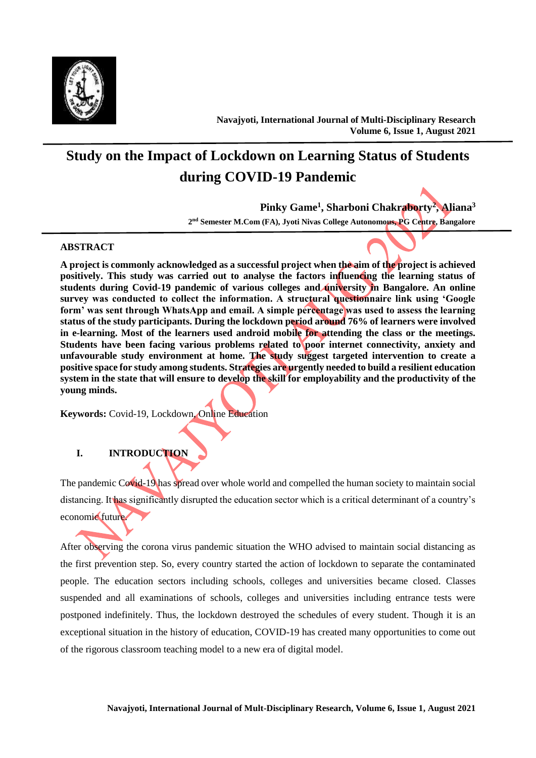# Study on the Impact of Lockdown on Learning Status of Students during COVID-19 Pandemic

**Pinky Game[1], Sharboni Chakraborty[2], Aliana[3]**

**2nd Semester M.Com (FA), Jyoti Nivas College Autonomous, PG Centre, Bangalore**

## ABSTRACT

**A project is commonly acknowledged as a successful project when the aim of the project is achieved positively. This study was carried out to analyse the factors influencing the learning status of students during Covid-19 pandemic of various colleges and university in Bangalore. An online survey was conducted to collect the information. A structural questionnaire link using 'Google form' was sent through WhatsApp and email. A simple percentage was used to assess the learning status of the study participants. During the lockdown period around 76% of learners were involved in e-learning. Most of the learners used android mobile for attending the class or the meetings. Students have been facing various problems related to poor internet connectivity, anxiety and unfavourable study environment at home. The study suggest targeted intervention to create a positive space for study among students. Strategies are urgently needed to build a resilient education system in the state that will ensure to develop the skill for employability and the productivity of the young minds.**

**Keywords:** Covid-19, Lockdown, Online Education

## I. INTRODUCTION

The pandemic Covid-19 has spread over whole world and compelled the human society to maintain social distancing. It has significantly disrupted the education sector which is a critical determinant of a country's economic future.

After observing the corona virus pandemic situation the WHO advised to maintain social distancing as the first prevention step. So, every country started the action of lockdown to separate the contaminated people. The education sectors including schools, colleges and universities became closed. Classes suspended and all examinations of schools, colleges and universities including entrance tests were postponed indefinitely. Thus, the lockdown destroyed the schedules of every student. Though it is an exceptional situation in the history of education, COVID-19 has created many opportunities to come out of the rigorous classroom teaching model to a new era of digital model.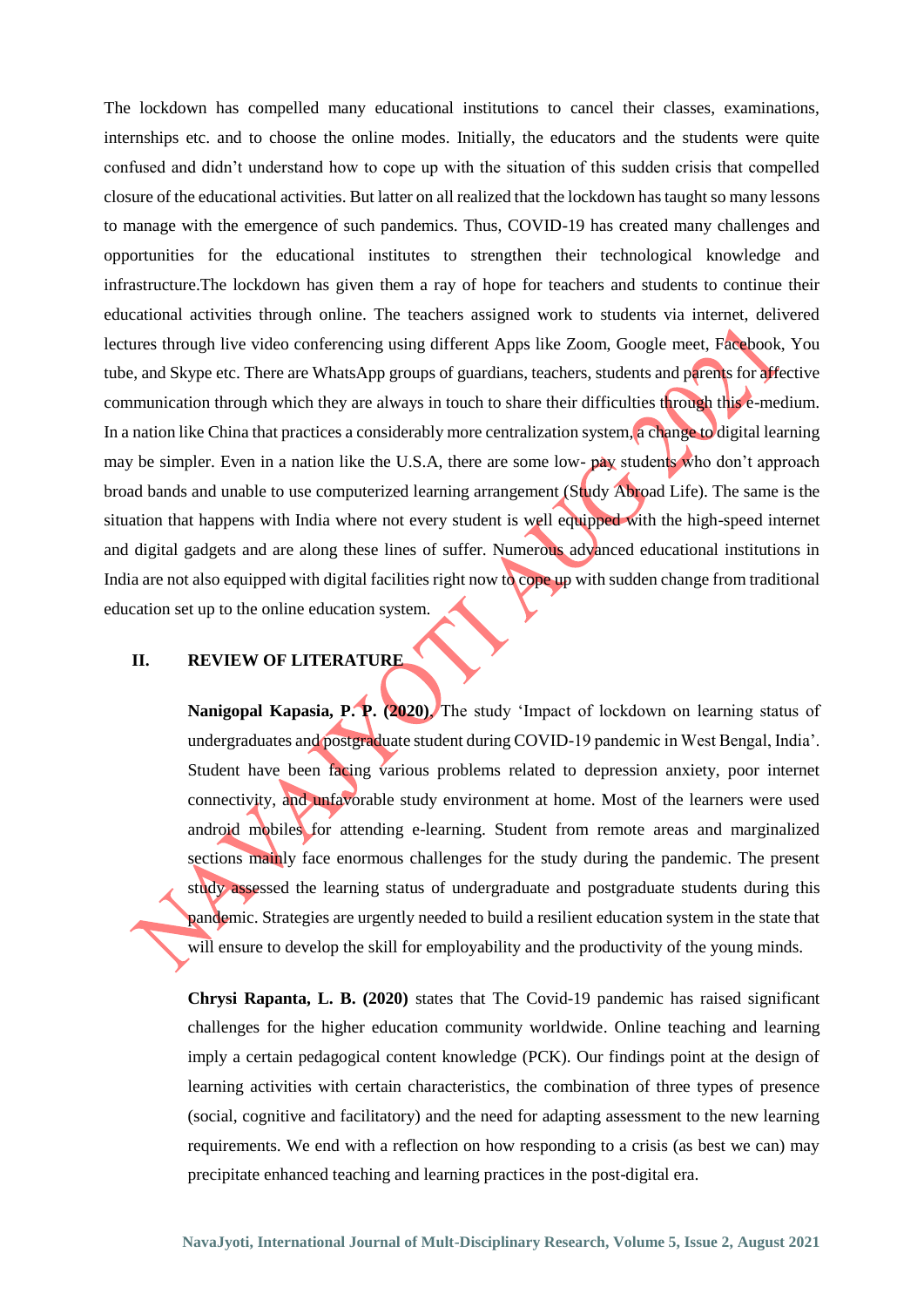The lockdown has compelled many educational institutions to cancel their classes, examinations, internships etc. and to choose the online modes. Initially, the educators and the students were quite confused and didn't understand how to cope up with the situation of this sudden crisis that compelled closure of the educational activities. But latter on all realized that the lockdown has taught so many lessons to manage with the emergence of such pandemics. Thus, COVID-19 has created many challenges and opportunities for the educational institutes to strengthen their technological knowledge and infrastructure.The lockdown has given them a ray of hope for teachers and students to continue their educational activities through online. The teachers assigned work to students via internet, delivered lectures through live video conferencing using different Apps like Zoom, Google meet, Facebook, You tube, and Skype etc. There are WhatsApp groups of guardians, teachers, students and parents for affective communication through which they are always in touch to share their difficulties through this e-medium. In a nation like China that practices a considerably more centralization system, a change to digital learning may be simpler. Even in a nation like the U.S.A, there are some low- pay students who don't approach broad bands and unable to use computerized learning arrangement (Study Abroad Life). The same is the situation that happens with India where not every student is well equipped with the high-speed internet and digital gadgets and are along these lines of suffer. Numerous advanced educational institutions in India are not also equipped with digital facilities right now to cope up with sudden change from traditional education set up to the online education system.

## II. REVIEW OF LITERATURE

**Nanigopal Kapasia, P. P. (2020)**, The study 'Impact of lockdown on learning status of undergraduates and postgraduate student during COVID-19 pandemic in West Bengal, India'. Student have been facing various problems related to depression anxiety, poor internet connectivity, and unfavorable study environment at home. Most of the learners were used android mobiles for attending e-learning. Student from remote areas and marginalized sections mainly face enormous challenges for the study during the pandemic. The present study assessed the learning status of undergraduate and postgraduate students during this pandemic. Strategies are urgently needed to build a resilient education system in the state that will ensure to develop the skill for employability and the productivity of the young minds.

**Chrysi Rapanta, L. B. (2020)** states that The Covid-19 pandemic has raised significant challenges for the higher education community worldwide. Online teaching and learning imply a certain pedagogical content knowledge (PCK). Our findings point at the design of learning activities with certain characteristics, the combination of three types of presence (social, cognitive and facilitatory) and the need for adapting assessment to the new learning requirements. We end with a reflection on how responding to a crisis (as best we can) may precipitate enhanced teaching and learning practices in the post-digital era.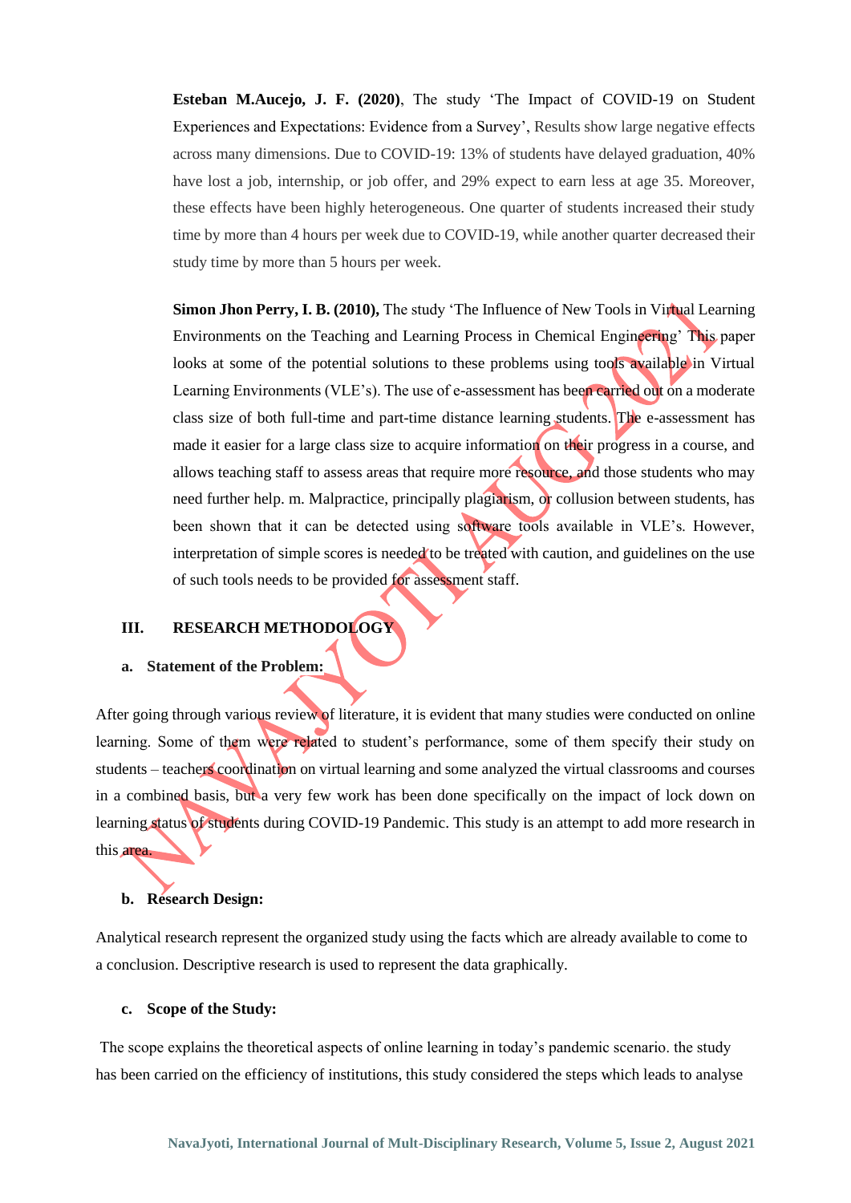**Esteban M.Aucejo, J. F. (2020)**, The study 'The Impact of COVID-19 on Student Experiences and Expectations: Evidence from a Survey', Results show large negative effects across many dimensions. Due to COVID-19: 13% of students have delayed graduation, 40% have lost a job, internship, or job offer, and 29% expect to earn less at age 35. Moreover, these effects have been highly heterogeneous. One quarter of students increased their study time by more than 4 hours per week due to COVID-19, while another quarter decreased their study time by more than 5 hours per week.

**Simon Jhon Perry, I. B. (2010),** The study 'The Influence of New Tools in Virtual Learning Environments on the Teaching and Learning Process in Chemical Engineering' This paper looks at some of the potential solutions to these problems using tools available in Virtual Learning Environments (VLE's). The use of e-assessment has been carried out on a moderate class size of both full-time and part-time distance learning students. The e-assessment has made it easier for a large class size to acquire information on their progress in a course, and allows teaching staff to assess areas that require more resource, and those students who may need further help. m. Malpractice, principally plagiarism, or collusion between students, has been shown that it can be detected using software tools available in VLE's. However, interpretation of simple scores is needed to be treated with caution, and guidelines on the use of such tools needs to be provided for assessment staff.

## III. RESEARCH METHODOLOGY

### a. Statement of the Problem:

After going through various review of literature, it is evident that many studies were conducted on online learning. Some of them were related to student's performance, some of them specify their study on students – teachers coordination on virtual learning and some analyzed the virtual classrooms and courses in a combined basis, but a very few work has been done specifically on the impact of lock down on learning status of students during COVID-19 Pandemic. This study is an attempt to add more research in this area.

### b. Research Design:

Analytical research represent the organized study using the facts which are already available to come to a conclusion. Descriptive research is used to represent the data graphically.

### c. Scope of the Study:

The scope explains the theoretical aspects of online learning in today's pandemic scenario. the study has been carried on the efficiency of institutions, this study considered the steps which leads to analyse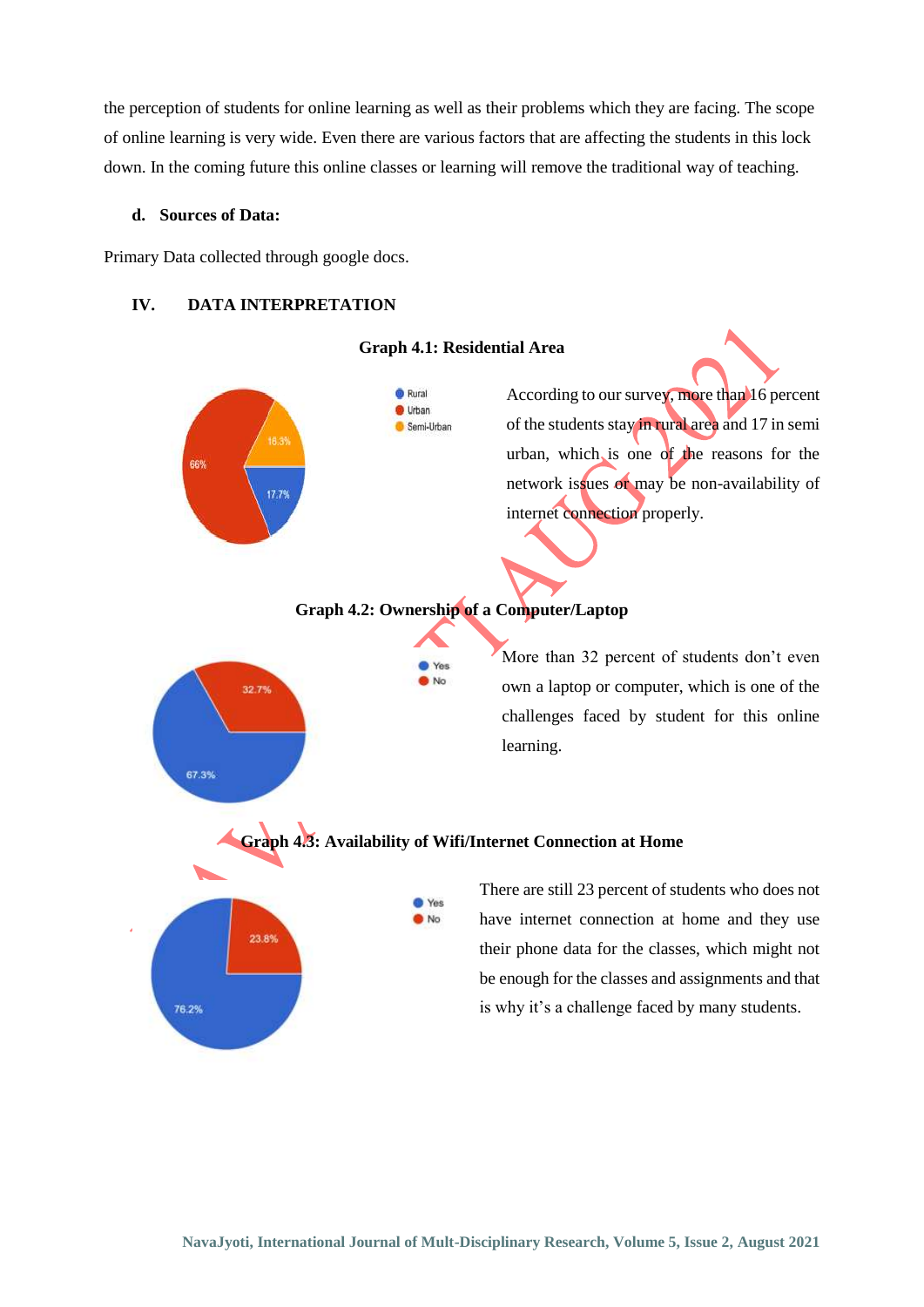the perception of students for online learning as well as their problems which they are facing. The scope of online learning is very wide. Even there are various factors that are affecting the students in this lock down. In the coming future this online classes or learning will remove the traditional way of teaching.

### d. Sources of Data:

Primary Data collected through google docs.

## IV. DATA INTERPRETATION

**Graph 4.1: Residential Area**

According to our survey, more than 16 percent of the students stay in rural area and 17 in semi urban, which is one of the reasons for the network issues or may be non-availability of internet connection properly.

**Graph 4.2: Ownership of a Computer/Laptop**

More than 32 percent of students don't even own a laptop or computer, which is one of the challenges faced by student for this online learning.

**Graph 4.3: Availability of Wifi/Internet Connection at Home**

There are still 23 percent of students who does not have internet connection at home and they use their phone data for the classes, which might not be enough for the classes and assignments and that is why it's a challenge faced by many students.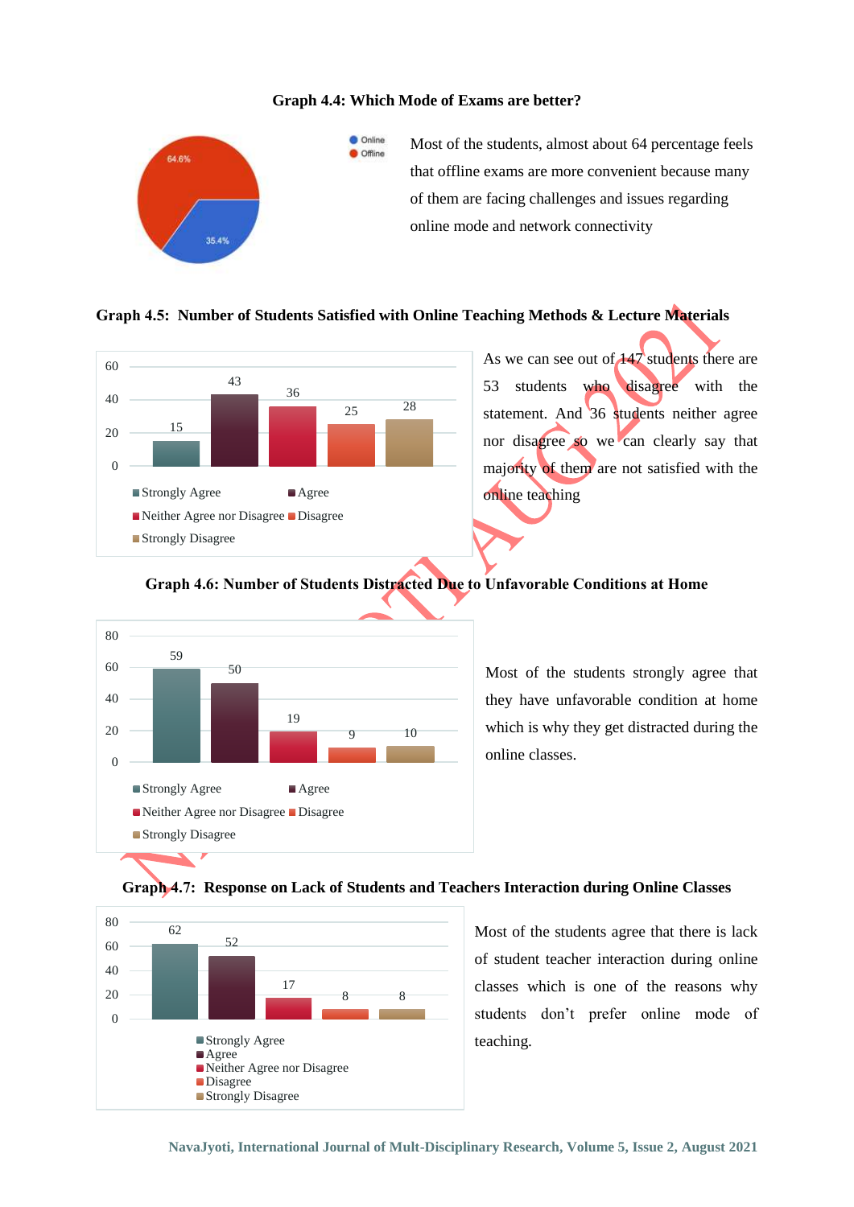**Graph 4.4: Which Mode of Exams are better?**

Most of the students, almost about 64 percentage feels that offline exams are more convenient because many of them are facing challenges and issues regarding online mode and network connectivity

| Mode | Percentage |
|---|---|
| Online | 35.4% |
| Offline | 64.6% |

**Graph 4.5: Number of Students Satisfied with Online Teaching Methods & Lecture Materials**

| Response | Number of Students |
|---|---|
| Strongly Agree | 15 |
| Agree | 43 |
| Neither Agree nor Disagree | 36 |
| Disagree | 25 |
| Strongly Disagree | 28 |

As we can see out of 147 students there are 53 students who disagree with the statement. And 36 students neither agree nor disagree so we can clearly say that majority of them are not satisfied with the online teaching

**Graph 4.6: Number of Students Distracted Due to Unfavorable Conditions at Home**

| Response | Number of Students |
|---|---|
| Strongly Agree | 59 |
| Agree | 50 |
| Neither Agree nor Disagree | 19 |
| Disagree | 9 |
| Strongly Disagree | 10 |

Most of the students strongly agree that they have unfavorable condition at home which is why they get distracted during the online classes.

**Graph 4.7: Response on Lack of Students and Teachers Interaction during Online Classes**

| Response | Number of Students |
|---|---|
| Strongly Agree | 62 |
| Agree | 52 |
| Neither Agree nor Disagree | 17 |
| Disagree | 8 |
| Strongly Disagree | 8 |

Most of the students agree that there is lack of student teacher interaction during online classes which is one of the reasons why students don't prefer online mode of teaching.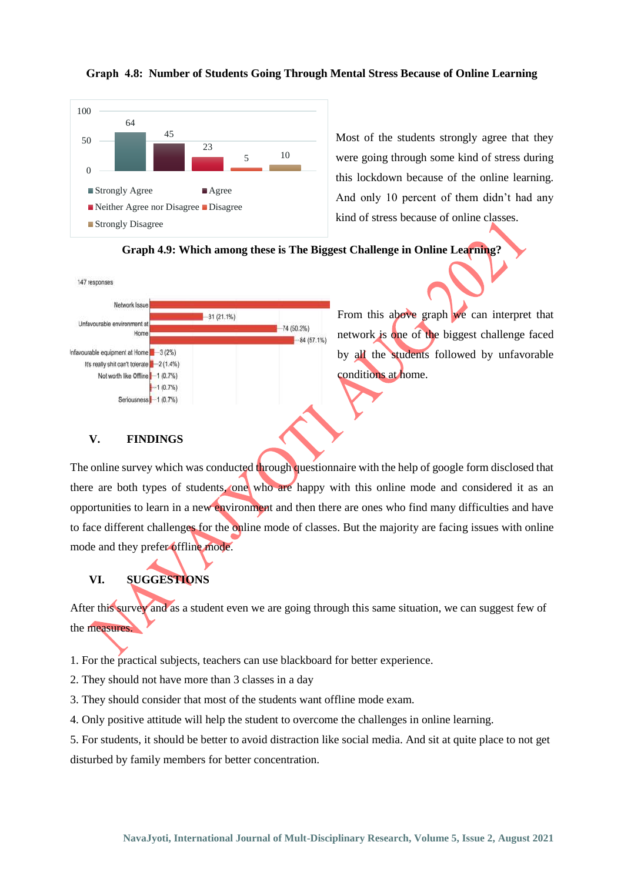**Graph 4.8: Number of Students Going Through Mental Stress Because of Online Learning**

| Response | Number |
|---|---|
| Strongly Agree | 64 |
| Agree | 45 |
| Neither Agree nor Disagree | 23 |
| Disagree | 5 |
| Strongly Disagree | 10 |

Most of the students strongly agree that they were going through some kind of stress during this lockdown because of the online learning. And only 10 percent of them didn't had any kind of stress because of online classes.

**Graph 4.9: Which among these is The Biggest Challenge in Online Learning?**

147 responses

| Response | Count |
|---|---|
| Network Issue | |
| | 31 (21.1%) |
| Unfavourable environment at Home | 74 (50.3%) |
| | 84 (57.1%) |
| Infavourable equipment at Home | 3 (2%) |
| It's really shit can't tolerate | 2 (1.4%) |
| Not worth like Offline | 1 (0.7%) |
| | 1 (0.7%) |
| Seriousness | 1 (0.7%) |

From this above graph we can interpret that network is one of the biggest challenge faced by all the students followed by unfavorable conditions at home.

## V. FINDINGS

The online survey which was conducted through questionnaire with the help of google form disclosed that there are both types of students, one who are happy with this online mode and considered it as an opportunities to learn in a new environment and then there are ones who find many difficulties and have to face different challenges for the online mode of classes. But the majority are facing issues with online mode and they prefer offline mode.

## VI. SUGGESTIONS

After this survey and as a student even we are going through this same situation, we can suggest few of the measures.

1. For the practical subjects, teachers can use blackboard for better experience.
2. They should not have more than 3 classes in a day
3. They should consider that most of the students want offline mode exam.
4. Only positive attitude will help the student to overcome the challenges in online learning.
5. For students, it should be better to avoid distraction like social media. And sit at quite place to not get disturbed by family members for better concentration.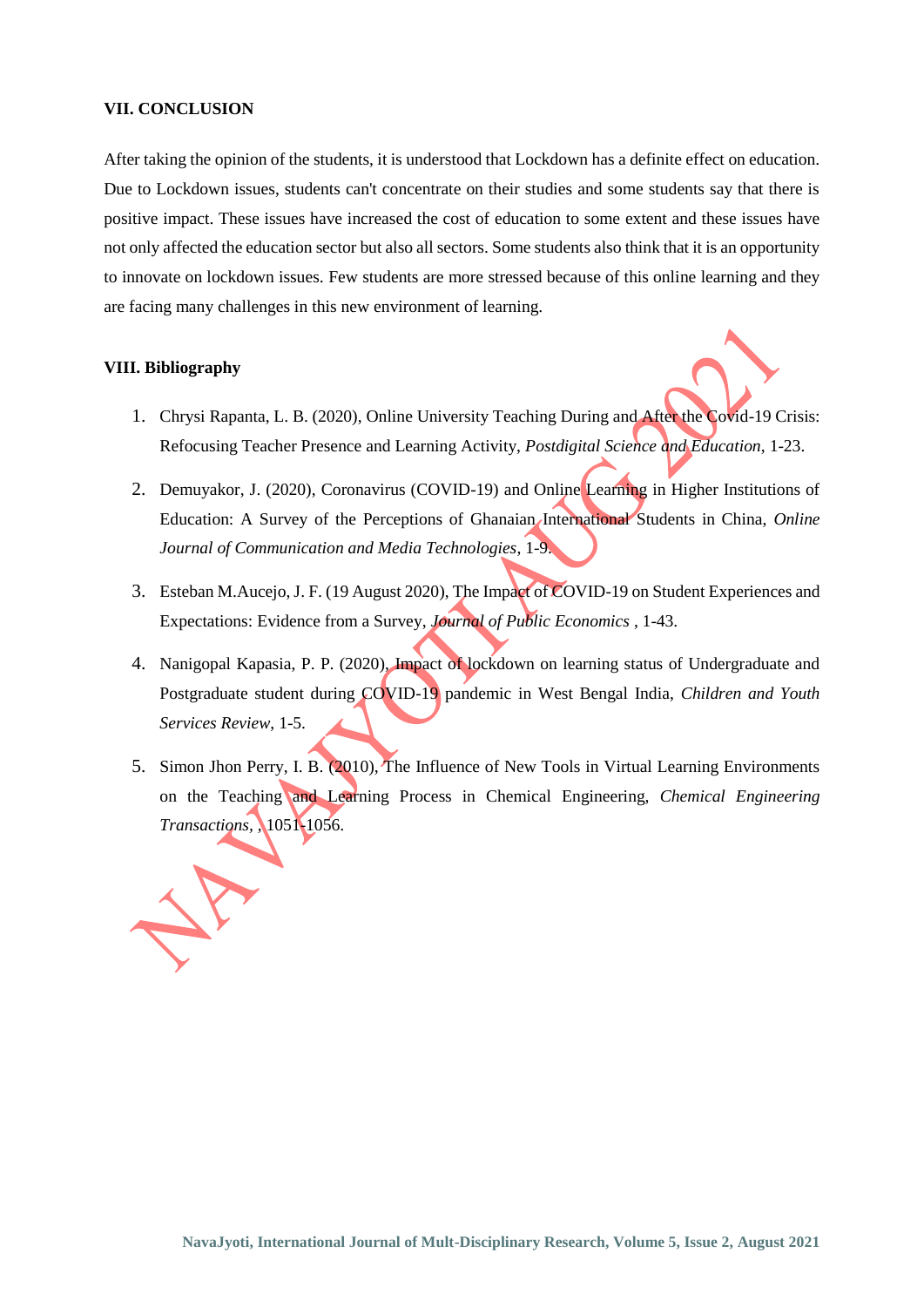## VII. CONCLUSION

After taking the opinion of the students, it is understood that Lockdown has a definite effect on education. Due to Lockdown issues, students can't concentrate on their studies and some students say that there is positive impact. These issues have increased the cost of education to some extent and these issues have not only affected the education sector but also all sectors. Some students also think that it is an opportunity to innovate on lockdown issues. Few students are more stressed because of this online learning and they are facing many challenges in this new environment of learning.

## VIII. Bibliography

1. Chrysi Rapanta, L. B. (2020), Online University Teaching During and After the Covid-19 Crisis: Refocusing Teacher Presence and Learning Activity, *Postdigital Science and Education*, 1-23.
2. Demuyakor, J. (2020), Coronavirus (COVID-19) and Online Learning in Higher Institutions of Education: A Survey of the Perceptions of Ghanaian International Students in China, *Online Journal of Communication and Media Technologies*, 1-9.
3. Esteban M.Aucejo, J. F. (19 August 2020), The Impact of COVID-19 on Student Experiences and Expectations: Evidence from a Survey, *Journal of Public Economics* , 1-43.
4. Nanigopal Kapasia, P. P. (2020), Impact of lockdown on learning status of Undergraduate and Postgraduate student during COVID-19 pandemic in West Bengal India, *Children and Youth Services Review*, 1-5.
5. Simon Jhon Perry, I. B. (2010), The Influence of New Tools in Virtual Learning Environments on the Teaching and Learning Process in Chemical Engineering, *Chemical Engineering Transactions*, , 1051-1056.